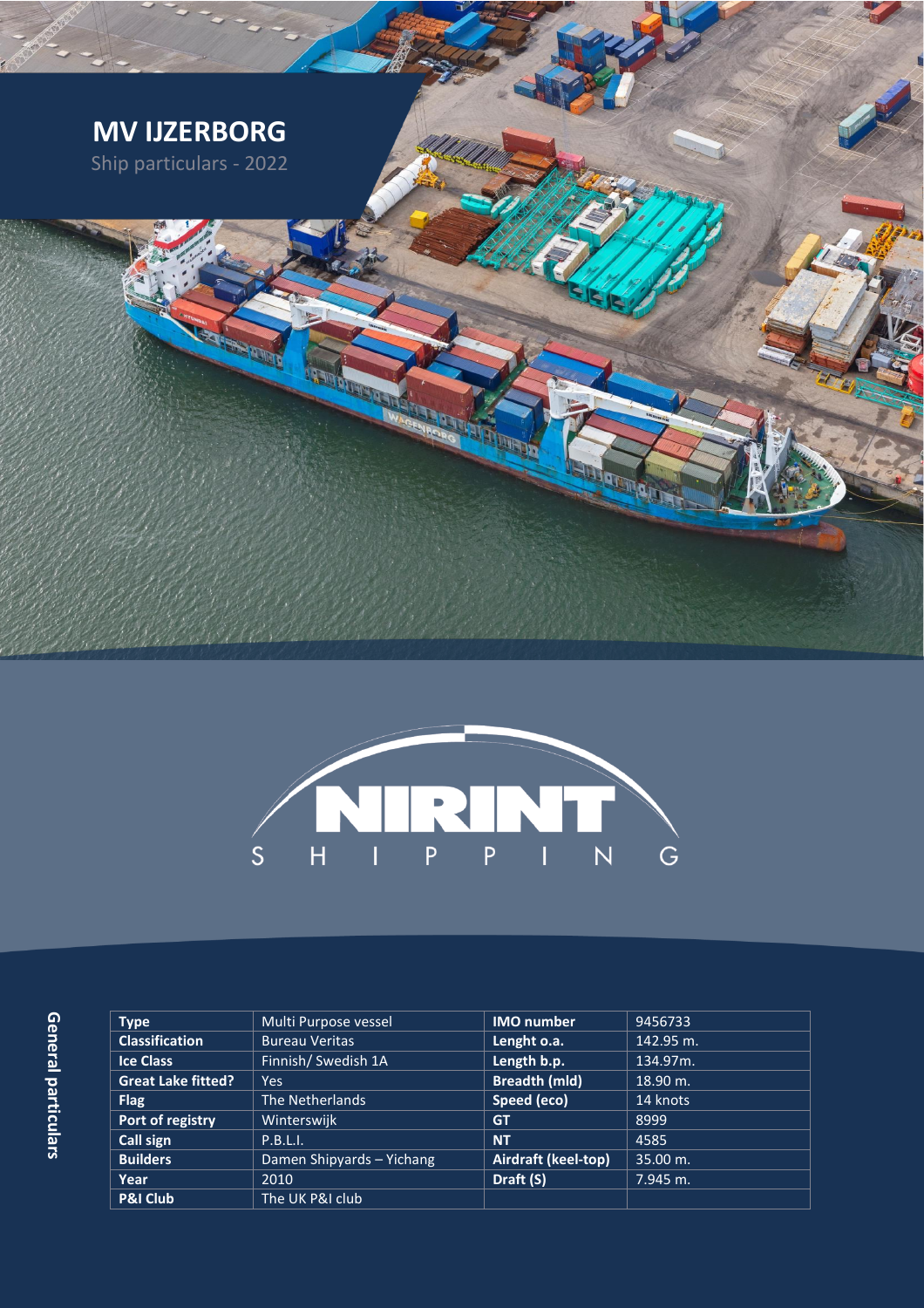# MV IJZERBORG

Ship particulars - 2022

NIRINT SHIPPING

## General particulars

| Type | Multi Purpose vessel | IMO number | 9456733 |
|---|---|---|---|
| Classification | Bureau Veritas | Lenght o.a. | 142.95 m. |
| Ice Class | Finnish/ Swedish 1A | Length b.p. | 134.97m. |
| Great Lake fitted? | Yes | Breadth (mld) | 18.90 m. |
| Flag | The Netherlands | Speed (eco) | 14 knots |
| Port of registry | Winterswijk | GT | 8999 |
| Call sign | P.B.L.I. | NT | 4585 |
| Builders | Damen Shipyards – Yichang | Airdraft (keel-top) | 35.00 m. |
| Year | 2010 | Draft (S) | 7.945 m. |
| P&I Club | The UK P&I club | | |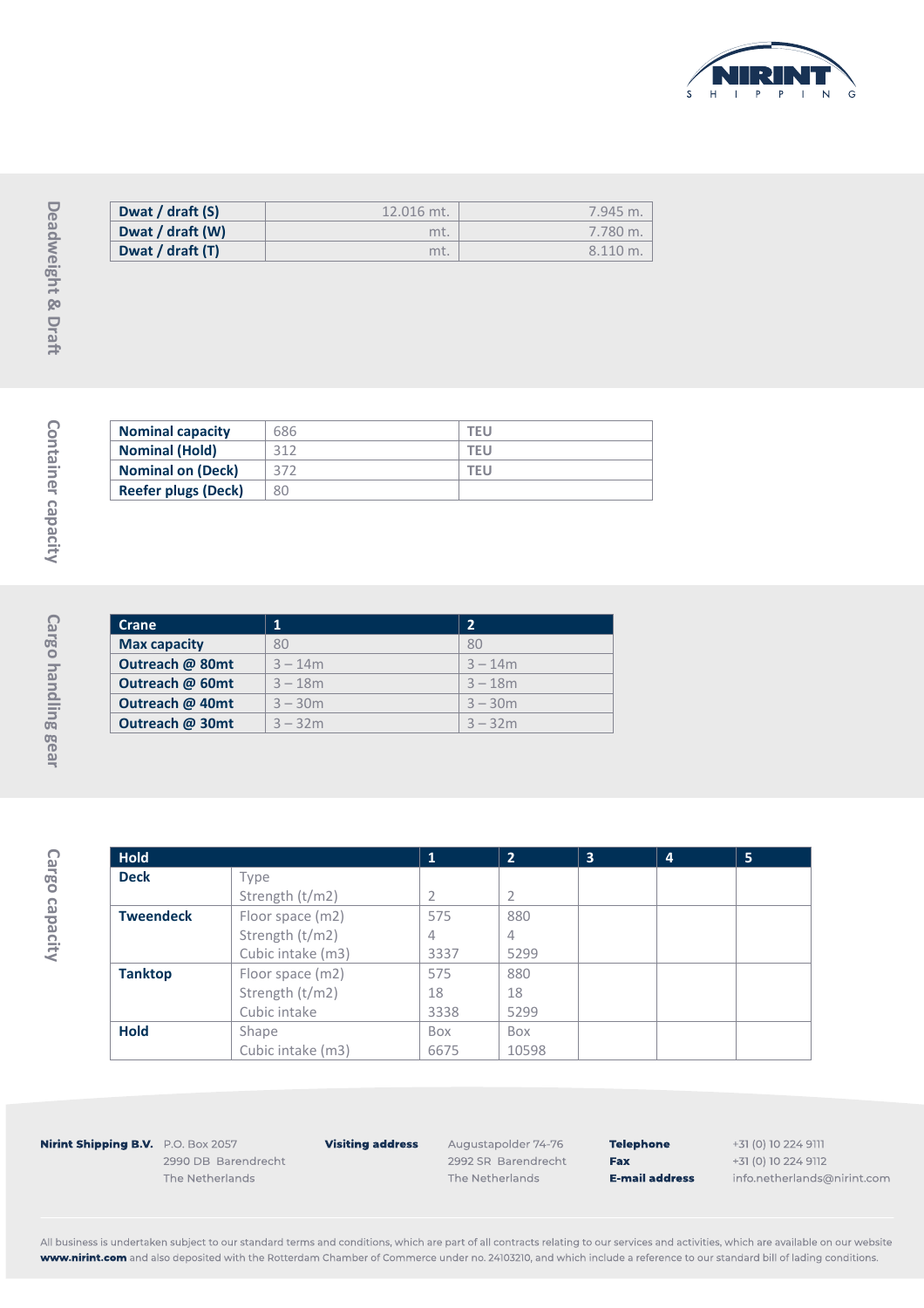## Deadweight & Draft

| | | |
|---|---|---|
| **Dwat / draft (S)** | 12.016 mt. | 7.945 m. |
| **Dwat / draft (W)** | mt. | 7.780 m. |
| **Dwat / draft (T)** | mt. | 8.110 m. |

## Container capacity

| | | |
|---|---|---|
| **Nominal capacity** | 686 | TEU |
| **Nominal (Hold)** | 312 | TEU |
| **Nominal on (Deck)** | 372 | TEU |
| **Reefer plugs (Deck)** | 80 | |

## Cargo handling gear

| Crane | 1 | 2 |
|---|---|---|
| **Max capacity** | 80 | 80 |
| **Outreach @ 80mt** | 3 – 14m | 3 – 14m |
| **Outreach @ 60mt** | 3 – 18m | 3 – 18m |
| **Outreach @ 40mt** | 3 – 30m | 3 – 30m |
| **Outreach @ 30mt** | 3 – 32m | 3 – 32m |

## Cargo capacity

| Hold | | 1 | 2 | 3 | 4 | 5 |
|---|---|---|---|---|---|---|
| **Deck** | Type | | | | | |
| | Strength (t/m2) | 2 | 2 | | | |
| **Tweendeck** | Floor space (m2) | 575 | 880 | | | |
| | Strength (t/m2) | 4 | 4 | | | |
| | Cubic intake (m3) | 3337 | 5299 | | | |
| **Tanktop** | Floor space (m2) | 575 | 880 | | | |
| | Strength (t/m2) | 18 | 18 | | | |
| | Cubic intake | 3338 | 5299 | | | |
| **Hold** | Shape | Box | Box | | | |
| | Cubic intake (m3) | 6675 | 10598 | | | |

**Nirint Shipping B.V.** P.O. Box 2057
2990 DB Barendrecht
The Netherlands

**Visiting address** Augustapolder 74-76
2992 SR Barendrecht
The Netherlands

**Telephone** +31 (0) 10 224 9111
**Fax** +31 (0) 10 224 9112
**E-mail address** info.netherlands@nirint.com

All business is undertaken subject to our standard terms and conditions, which are part of all contracts relating to our services and activities, which are available on our website **www.nirint.com** and also deposited with the Rotterdam Chamber of Commerce under no. 24103210, and which include a reference to our standard bill of lading conditions.